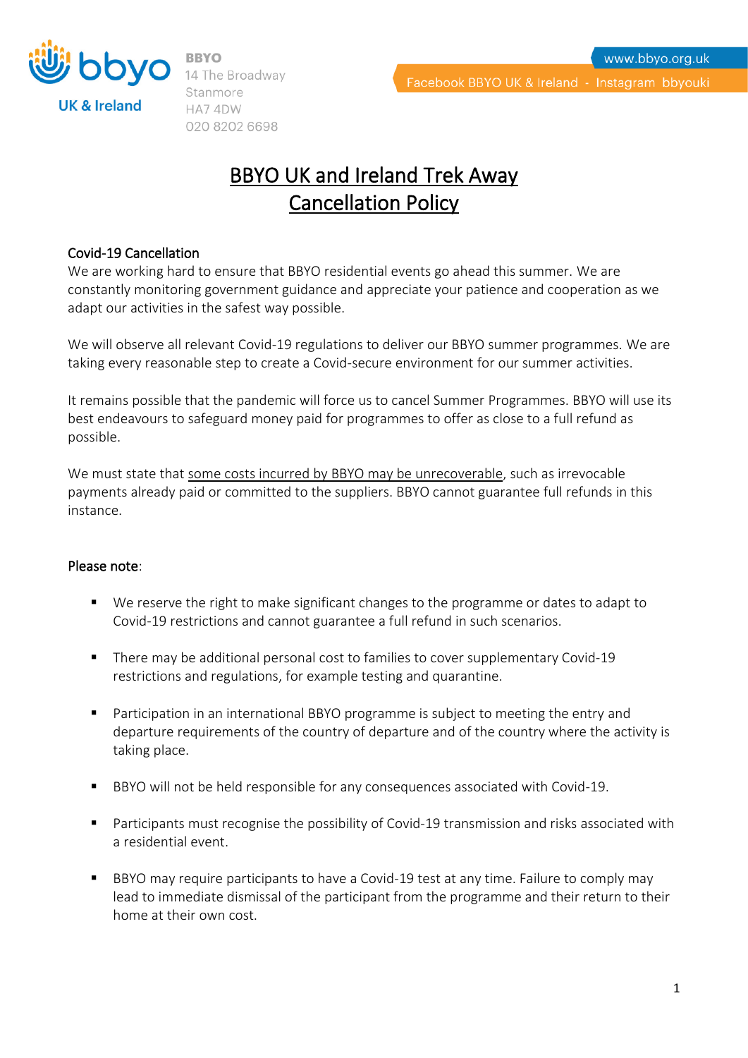BBYO
14 The Broadway
Stanmore
HA7 4DW
020 8202 6698

www.bbyo.org.uk

Facebook BBYO UK & Ireland - Instagram bbyouki

# BBYO UK and Ireland Trek Away Cancellation Policy

## Covid-19 Cancellation

We are working hard to ensure that BBYO residential events go ahead this summer. We are constantly monitoring government guidance and appreciate your patience and cooperation as we adapt our activities in the safest way possible.

We will observe all relevant Covid-19 regulations to deliver our BBYO summer programmes. We are taking every reasonable step to create a Covid-secure environment for our summer activities.

It remains possible that the pandemic will force us to cancel Summer Programmes. BBYO will use its best endeavours to safeguard money paid for programmes to offer as close to a full refund as possible.

We must state that some costs incurred by BBYO may be unrecoverable, such as irrevocable payments already paid or committed to the suppliers. BBYO cannot guarantee full refunds in this instance.

## Please note:

- We reserve the right to make significant changes to the programme or dates to adapt to Covid-19 restrictions and cannot guarantee a full refund in such scenarios.
- There may be additional personal cost to families to cover supplementary Covid-19 restrictions and regulations, for example testing and quarantine.
- Participation in an international BBYO programme is subject to meeting the entry and departure requirements of the country of departure and of the country where the activity is taking place.
- BBYO will not be held responsible for any consequences associated with Covid-19.
- Participants must recognise the possibility of Covid-19 transmission and risks associated with a residential event.
- BBYO may require participants to have a Covid-19 test at any time. Failure to comply may lead to immediate dismissal of the participant from the programme and their return to their home at their own cost.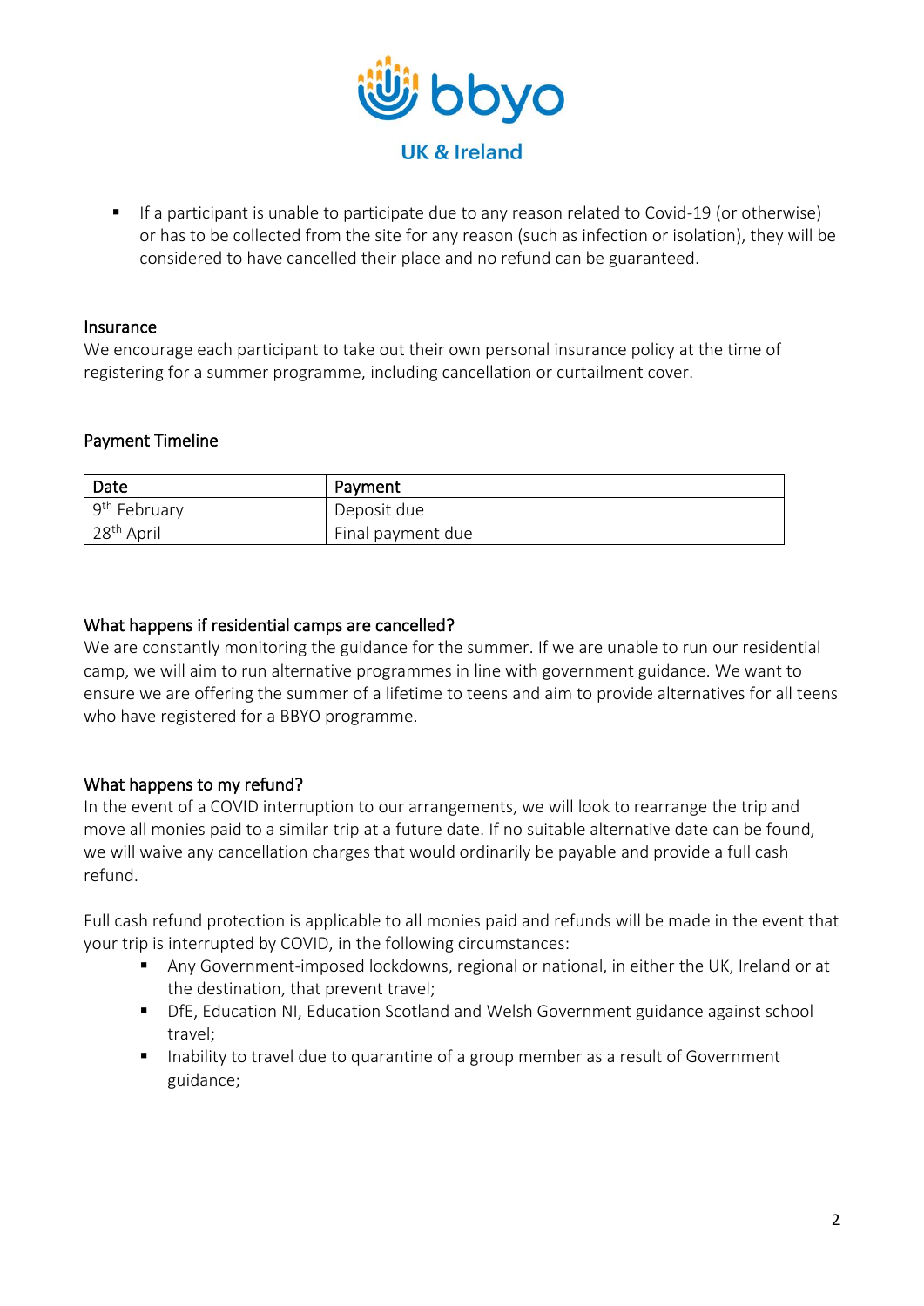- If a participant is unable to participate due to any reason related to Covid-19 (or otherwise) or has to be collected from the site for any reason (such as infection or isolation), they will be considered to have cancelled their place and no refund can be guaranteed.

## Insurance

We encourage each participant to take out their own personal insurance policy at the time of registering for a summer programme, including cancellation or curtailment cover.

## Payment Timeline

| Date | Payment |
| --- | --- |
| 9th February | Deposit due |
| 28th April | Final payment due |

## What happens if residential camps are cancelled?

We are constantly monitoring the guidance for the summer. If we are unable to run our residential camp, we will aim to run alternative programmes in line with government guidance. We want to ensure we are offering the summer of a lifetime to teens and aim to provide alternatives for all teens who have registered for a BBYO programme.

## What happens to my refund?

In the event of a COVID interruption to our arrangements, we will look to rearrange the trip and move all monies paid to a similar trip at a future date. If no suitable alternative date can be found, we will waive any cancellation charges that would ordinarily be payable and provide a full cash refund.

Full cash refund protection is applicable to all monies paid and refunds will be made in the event that your trip is interrupted by COVID, in the following circumstances:

- Any Government-imposed lockdowns, regional or national, in either the UK, Ireland or at the destination, that prevent travel;
- DfE, Education NI, Education Scotland and Welsh Government guidance against school travel;
- Inability to travel due to quarantine of a group member as a result of Government guidance;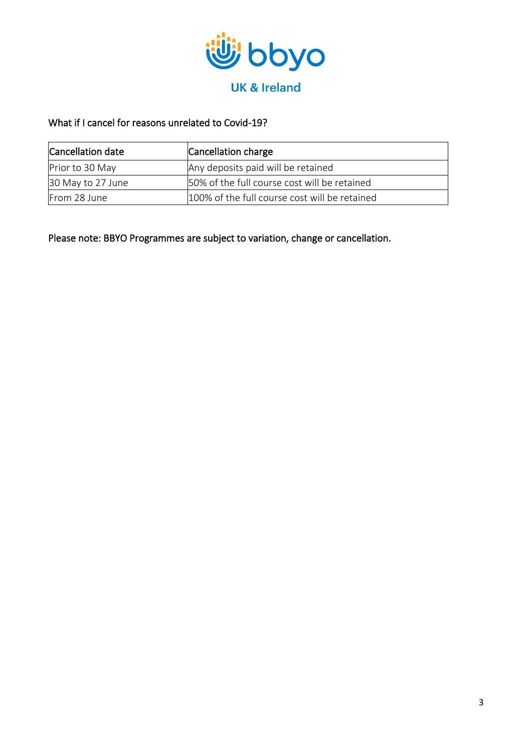bbyo

UK & Ireland

What if I cancel for reasons unrelated to Covid-19?

| Cancellation date | Cancellation charge |
|---|---|
| Prior to 30 May | Any deposits paid will be retained |
| 30 May to 27 June | 50% of the full course cost will be retained |
| From 28 June | 100% of the full course cost will be retained |

Please note: BBYO Programmes are subject to variation, change or cancellation.